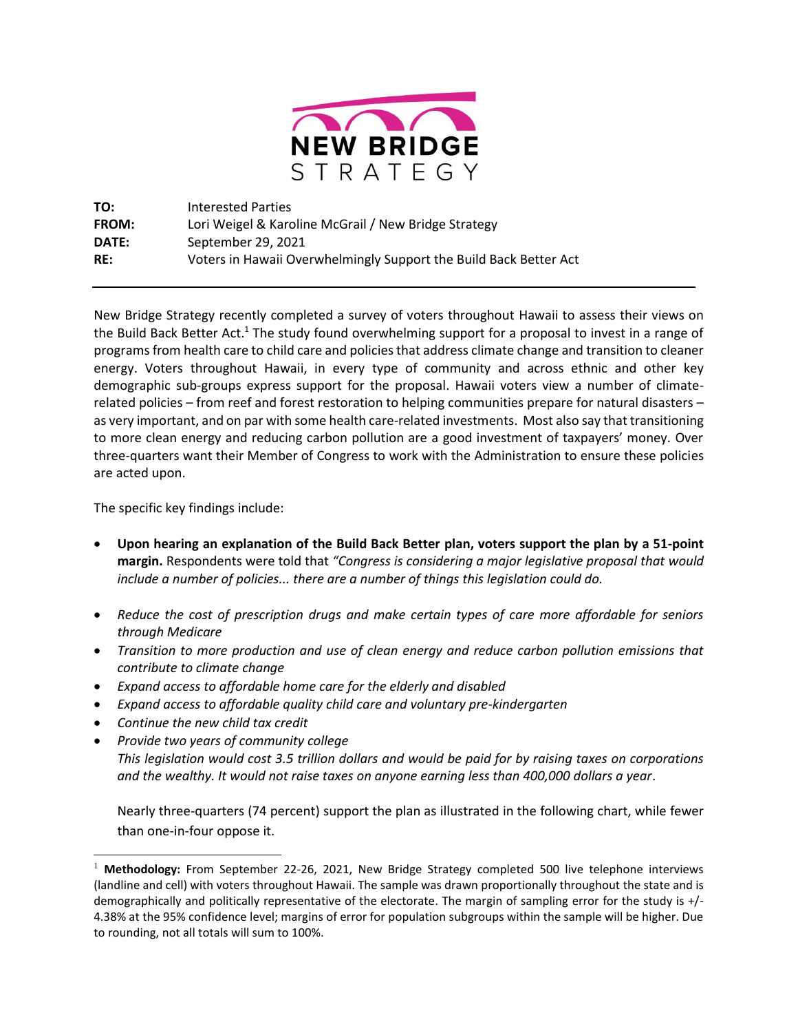**NEW BRIDGE STRATEGY**

**TO:** Interested Parties
**FROM:** Lori Weigel & Karoline McGrail / New Bridge Strategy
**DATE:** September 29, 2021
**RE:** Voters in Hawaii Overwhelmingly Support the Build Back Better Act

---

New Bridge Strategy recently completed a survey of voters throughout Hawaii to assess their views on the Build Back Better Act.[1] The study found overwhelming support for a proposal to invest in a range of programs from health care to child care and policies that address climate change and transition to cleaner energy. Voters throughout Hawaii, in every type of community and across ethnic and other key demographic sub-groups express support for the proposal. Hawaii voters view a number of climate-related policies – from reef and forest restoration to helping communities prepare for natural disasters – as very important, and on par with some health care-related investments. Most also say that transitioning to more clean energy and reducing carbon pollution are a good investment of taxpayers' money. Over three-quarters want their Member of Congress to work with the Administration to ensure these policies are acted upon.

The specific key findings include:

- **Upon hearing an explanation of the Build Back Better plan, voters support the plan by a 51-point margin.** Respondents were told that *"Congress is considering a major legislative proposal that would include a number of policies... there are a number of things this legislation could do.*

- *Reduce the cost of prescription drugs and make certain types of care more affordable for seniors through Medicare*
- *Transition to more production and use of clean energy and reduce carbon pollution emissions that contribute to climate change*
- *Expand access to affordable home care for the elderly and disabled*
- *Expand access to affordable quality child care and voluntary pre-kindergarten*
- *Continue the new child tax credit*
- *Provide two years of community college*
  *This legislation would cost 3.5 trillion dollars and would be paid for by raising taxes on corporations and the wealthy. It would not raise taxes on anyone earning less than 400,000 dollars a year*.

  Nearly three-quarters (74 percent) support the plan as illustrated in the following chart, while fewer than one-in-four oppose it.

---

[1] **Methodology:** From September 22-26, 2021, New Bridge Strategy completed 500 live telephone interviews (landline and cell) with voters throughout Hawaii. The sample was drawn proportionally throughout the state and is demographically and politically representative of the electorate. The margin of sampling error for the study is +/- 4.38% at the 95% confidence level; margins of error for population subgroups within the sample will be higher. Due to rounding, not all totals will sum to 100%.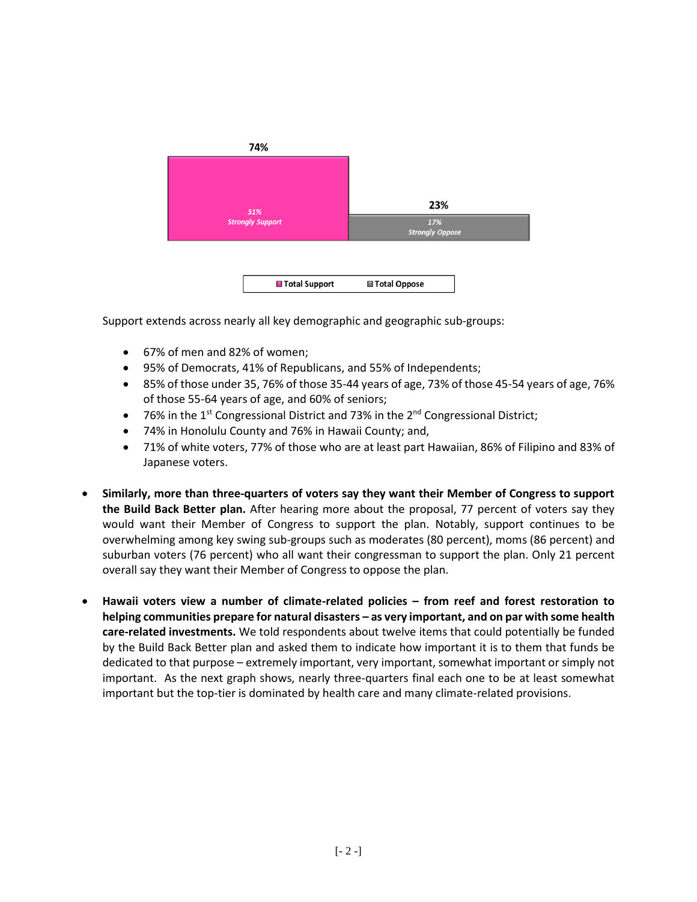74%

51%
*Strongly Support*

23%

17%
*Strongly Oppose*

Total Support | Total Oppose

Support extends across nearly all key demographic and geographic sub-groups:

- 67% of men and 82% of women;
- 95% of Democrats, 41% of Republicans, and 55% of Independents;
- 85% of those under 35, 76% of those 35-44 years of age, 73% of those 45-54 years of age, 76% of those 55-64 years of age, and 60% of seniors;
- 76% in the 1st Congressional District and 73% in the 2nd Congressional District;
- 74% in Honolulu County and 76% in Hawaii County; and,
- 71% of white voters, 77% of those who are at least part Hawaiian, 86% of Filipino and 83% of Japanese voters.

- **Similarly, more than three-quarters of voters say they want their Member of Congress to support the Build Back Better plan.** After hearing more about the proposal, 77 percent of voters say they would want their Member of Congress to support the plan. Notably, support continues to be overwhelming among key swing sub-groups such as moderates (80 percent), moms (86 percent) and suburban voters (76 percent) who all want their congressman to support the plan. Only 21 percent overall say they want their Member of Congress to oppose the plan.

- **Hawaii voters view a number of climate-related policies – from reef and forest restoration to helping communities prepare for natural disasters – as very important, and on par with some health care-related investments.** We told respondents about twelve items that could potentially be funded by the Build Back Better plan and asked them to indicate how important it is to them that funds be dedicated to that purpose – extremely important, very important, somewhat important or simply not important. As the next graph shows, nearly three-quarters final each one to be at least somewhat important but the top-tier is dominated by health care and many climate-related provisions.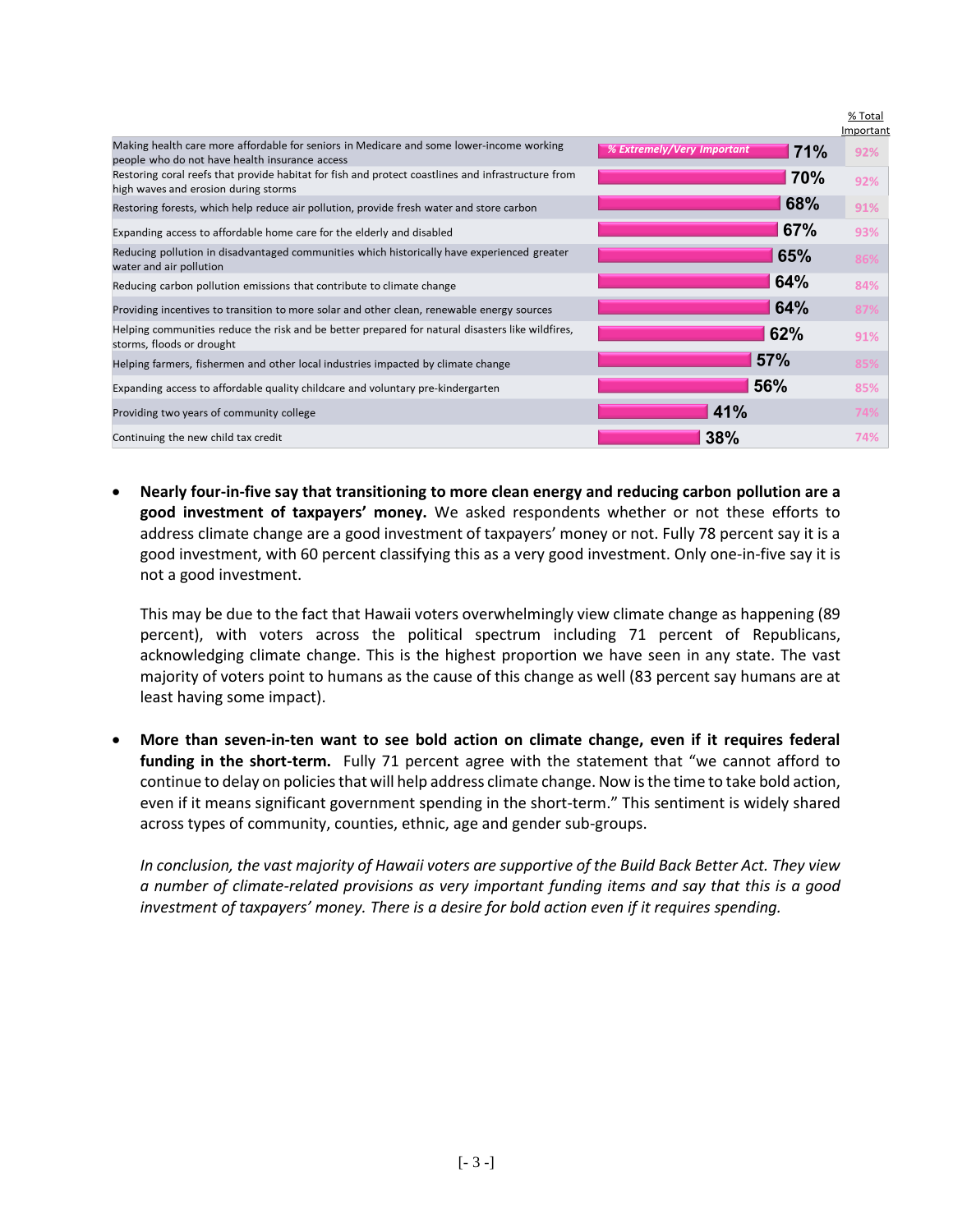% Total Important

% Extremely/Very Important

Making health care more affordable for seniors in Medicare and some lower-income working people who do not have health insurance access 71% 92%

Restoring coral reefs that provide habitat for fish and protect coastlines and infrastructure from high waves and erosion during storms 70% 92%

Restoring forests, which help reduce air pollution, provide fresh water and store carbon 68% 91%

Expanding access to affordable home care for the elderly and disabled 67% 93%

Reducing pollution in disadvantaged communities which historically have experienced greater water and air pollution 65% 86%

Reducing carbon pollution emissions that contribute to climate change 64% 84%

Providing incentives to transition to more solar and other clean, renewable energy sources 64% 87%

Helping communities reduce the risk and be better prepared for natural disasters like wildfires, storms, floods or drought 62% 91%

Helping farmers, fishermen and other local industries impacted by climate change 57% 85%

Expanding access to affordable quality childcare and voluntary pre-kindergarten 56% 85%

Providing two years of community college 41% 74%

Continuing the new child tax credit 38% 74%

- **Nearly four-in-five say that transitioning to more clean energy and reducing carbon pollution are a good investment of taxpayers' money.** We asked respondents whether or not these efforts to address climate change are a good investment of taxpayers' money or not. Fully 78 percent say it is a good investment, with 60 percent classifying this as a very good investment. Only one-in-five say it is not a good investment.

  This may be due to the fact that Hawaii voters overwhelmingly view climate change as happening (89 percent), with voters across the political spectrum including 71 percent of Republicans, acknowledging climate change. This is the highest proportion we have seen in any state. The vast majority of voters point to humans as the cause of this change as well (83 percent say humans are at least having some impact).

- **More than seven-in-ten want to see bold action on climate change, even if it requires federal funding in the short-term.** Fully 71 percent agree with the statement that "we cannot afford to continue to delay on policies that will help address climate change. Now is the time to take bold action, even if it means significant government spending in the short-term." This sentiment is widely shared across types of community, counties, ethnic, age and gender sub-groups.

  *In conclusion, the vast majority of Hawaii voters are supportive of the Build Back Better Act. They view a number of climate-related provisions as very important funding items and say that this is a good investment of taxpayers' money. There is a desire for bold action even if it requires spending.*